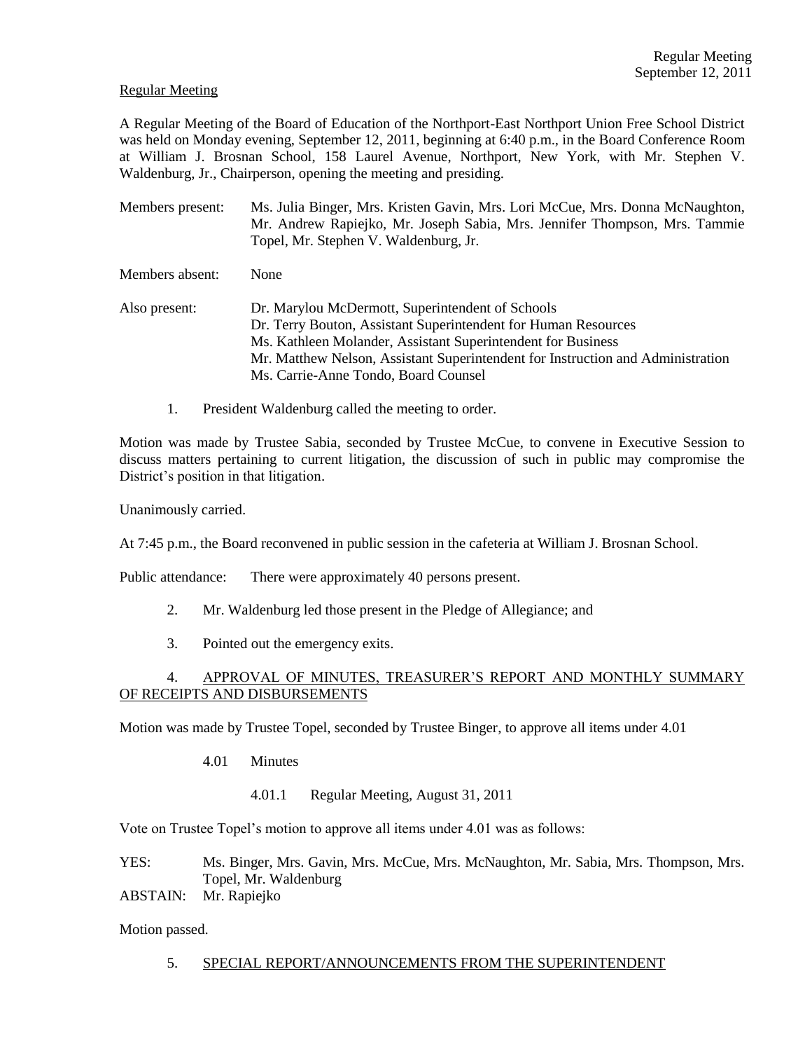Regular Meeting

A Regular Meeting of the Board of Education of the Northport-East Northport Union Free School District was held on Monday evening, September 12, 2011, beginning at 6:40 p.m., in the Board Conference Room at William J. Brosnan School, 158 Laurel Avenue, Northport, New York, with Mr. Stephen V. Waldenburg, Jr., Chairperson, opening the meeting and presiding.

Members present: Ms. Julia Binger, Mrs. Kristen Gavin, Mrs. Lori McCue, Mrs. Donna McNaughton, Mr. Andrew Rapiejko, Mr. Joseph Sabia, Mrs. Jennifer Thompson, Mrs. Tammie Topel, Mr. Stephen V. Waldenburg, Jr.

Members absent: None

Also present: Dr. Marylou McDermott, Superintendent of Schools
Dr. Terry Bouton, Assistant Superintendent for Human Resources
Ms. Kathleen Molander, Assistant Superintendent for Business
Mr. Matthew Nelson, Assistant Superintendent for Instruction and Administration
Ms. Carrie-Anne Tondo, Board Counsel

1. President Waldenburg called the meeting to order.

Motion was made by Trustee Sabia, seconded by Trustee McCue, to convene in Executive Session to discuss matters pertaining to current litigation, the discussion of such in public may compromise the District's position in that litigation.

Unanimously carried.

At 7:45 p.m., the Board reconvened in public session in the cafeteria at William J. Brosnan School.

Public attendance: There were approximately 40 persons present.

2. Mr. Waldenburg led those present in the Pledge of Allegiance; and

3. Pointed out the emergency exits.

4. APPROVAL OF MINUTES, TREASURER'S REPORT AND MONTHLY SUMMARY OF RECEIPTS AND DISBURSEMENTS

Motion was made by Trustee Topel, seconded by Trustee Binger, to approve all items under 4.01

4.01 Minutes

4.01.1 Regular Meeting, August 31, 2011

Vote on Trustee Topel's motion to approve all items under 4.01 was as follows:

YES: Ms. Binger, Mrs. Gavin, Mrs. McCue, Mrs. McNaughton, Mr. Sabia, Mrs. Thompson, Mrs. Topel, Mr. Waldenburg
ABSTAIN: Mr. Rapiejko

Motion passed.

5. SPECIAL REPORT/ANNOUNCEMENTS FROM THE SUPERINTENDENT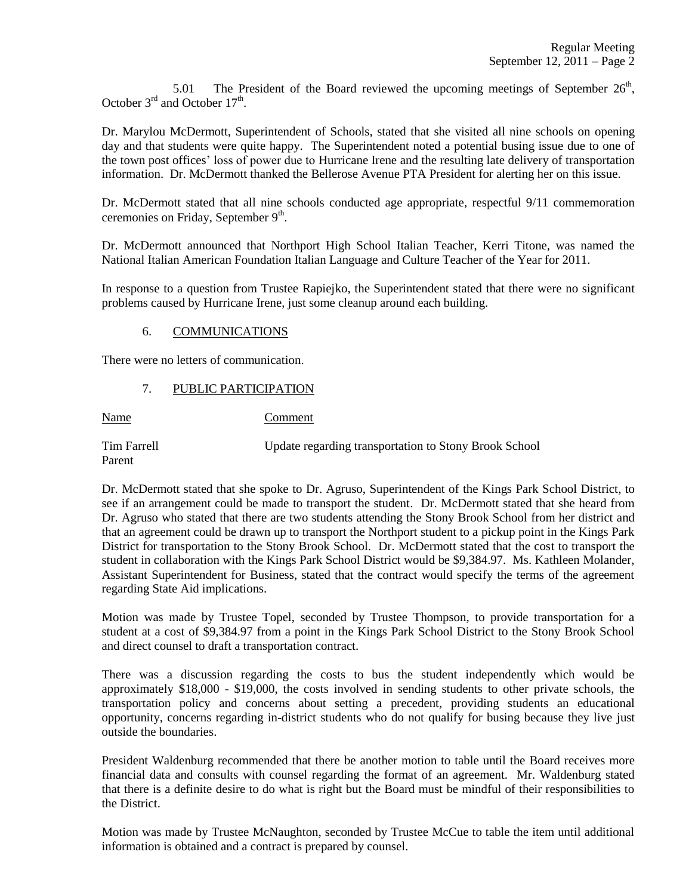5.01 The President of the Board reviewed the upcoming meetings of September 26th, October 3rd and October 17th.

Dr. Marylou McDermott, Superintendent of Schools, stated that she visited all nine schools on opening day and that students were quite happy. The Superintendent noted a potential busing issue due to one of the town post offices' loss of power due to Hurricane Irene and the resulting late delivery of transportation information. Dr. McDermott thanked the Bellerose Avenue PTA President for alerting her on this issue.

Dr. McDermott stated that all nine schools conducted age appropriate, respectful 9/11 commemoration ceremonies on Friday, September 9th.

Dr. McDermott announced that Northport High School Italian Teacher, Kerri Titone, was named the National Italian American Foundation Italian Language and Culture Teacher of the Year for 2011.

In response to a question from Trustee Rapiejko, the Superintendent stated that there were no significant problems caused by Hurricane Irene, just some cleanup around each building.

6. COMMUNICATIONS

There were no letters of communication.

7. PUBLIC PARTICIPATION

| Name | Comment |
|---|---|
| Tim Farrell<br>Parent | Update regarding transportation to Stony Brook School |

Dr. McDermott stated that she spoke to Dr. Agruso, Superintendent of the Kings Park School District, to see if an arrangement could be made to transport the student. Dr. McDermott stated that she heard from Dr. Agruso who stated that there are two students attending the Stony Brook School from her district and that an agreement could be drawn up to transport the Northport student to a pickup point in the Kings Park District for transportation to the Stony Brook School. Dr. McDermott stated that the cost to transport the student in collaboration with the Kings Park School District would be $9,384.97. Ms. Kathleen Molander, Assistant Superintendent for Business, stated that the contract would specify the terms of the agreement regarding State Aid implications.

Motion was made by Trustee Topel, seconded by Trustee Thompson, to provide transportation for a student at a cost of $9,384.97 from a point in the Kings Park School District to the Stony Brook School and direct counsel to draft a transportation contract.

There was a discussion regarding the costs to bus the student independently which would be approximately $18,000 - $19,000, the costs involved in sending students to other private schools, the transportation policy and concerns about setting a precedent, providing students an educational opportunity, concerns regarding in-district students who do not qualify for busing because they live just outside the boundaries.

President Waldenburg recommended that there be another motion to table until the Board receives more financial data and consults with counsel regarding the format of an agreement. Mr. Waldenburg stated that there is a definite desire to do what is right but the Board must be mindful of their responsibilities to the District.

Motion was made by Trustee McNaughton, seconded by Trustee McCue to table the item until additional information is obtained and a contract is prepared by counsel.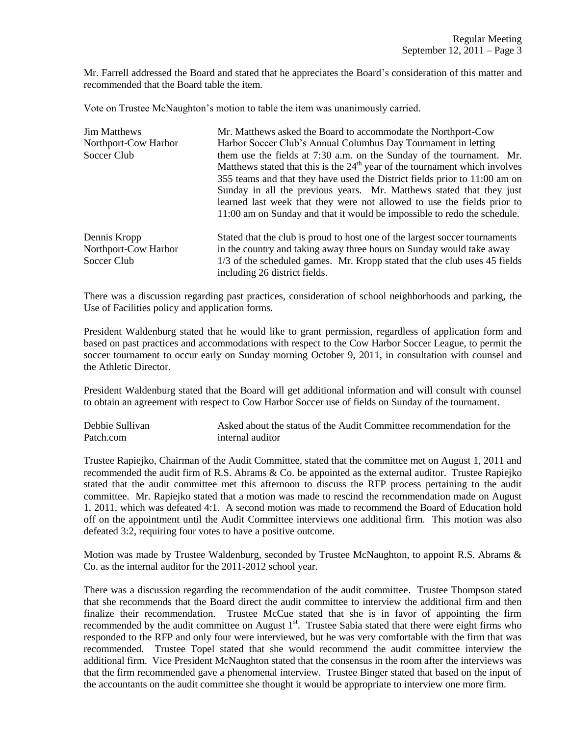Mr. Farrell addressed the Board and stated that he appreciates the Board's consideration of this matter and recommended that the Board table the item.

Vote on Trustee McNaughton's motion to table the item was unanimously carried.

| | |
|---|---|
| Jim Matthews<br>Northport-Cow Harbor Soccer Club | Mr. Matthews asked the Board to accommodate the Northport-Cow Harbor Soccer Club's Annual Columbus Day Tournament in letting them use the fields at 7:30 a.m. on the Sunday of the tournament. Mr. Matthews stated that this is the 24th year of the tournament which involves 355 teams and that they have used the District fields prior to 11:00 am on Sunday in all the previous years. Mr. Matthews stated that they just learned last week that they were not allowed to use the fields prior to 11:00 am on Sunday and that it would be impossible to redo the schedule. |
| Dennis Kropp<br>Northport-Cow Harbor Soccer Club | Stated that the club is proud to host one of the largest soccer tournaments in the country and taking away three hours on Sunday would take away 1/3 of the scheduled games. Mr. Kropp stated that the club uses 45 fields including 26 district fields. |

There was a discussion regarding past practices, consideration of school neighborhoods and parking, the Use of Facilities policy and application forms.

President Waldenburg stated that he would like to grant permission, regardless of application form and based on past practices and accommodations with respect to the Cow Harbor Soccer League, to permit the soccer tournament to occur early on Sunday morning October 9, 2011, in consultation with counsel and the Athletic Director.

President Waldenburg stated that the Board will get additional information and will consult with counsel to obtain an agreement with respect to Cow Harbor Soccer use of fields on Sunday of the tournament.

| | |
|---|---|
| Debbie Sullivan<br>Patch.com | Asked about the status of the Audit Committee recommendation for the internal auditor |

Trustee Rapiejko, Chairman of the Audit Committee, stated that the committee met on August 1, 2011 and recommended the audit firm of R.S. Abrams & Co. be appointed as the external auditor. Trustee Rapiejko stated that the audit committee met this afternoon to discuss the RFP process pertaining to the audit committee. Mr. Rapiejko stated that a motion was made to rescind the recommendation made on August 1, 2011, which was defeated 4:1. A second motion was made to recommend the Board of Education hold off on the appointment until the Audit Committee interviews one additional firm. This motion was also defeated 3:2, requiring four votes to have a positive outcome.

Motion was made by Trustee Waldenburg, seconded by Trustee McNaughton, to appoint R.S. Abrams & Co. as the internal auditor for the 2011-2012 school year.

There was a discussion regarding the recommendation of the audit committee. Trustee Thompson stated that she recommends that the Board direct the audit committee to interview the additional firm and then finalize their recommendation. Trustee McCue stated that she is in favor of appointing the firm recommended by the audit committee on August 1st. Trustee Sabia stated that there were eight firms who responded to the RFP and only four were interviewed, but he was very comfortable with the firm that was recommended. Trustee Topel stated that she would recommend the audit committee interview the additional firm. Vice President McNaughton stated that the consensus in the room after the interviews was that the firm recommended gave a phenomenal interview. Trustee Binger stated that based on the input of the accountants on the audit committee she thought it would be appropriate to interview one more firm.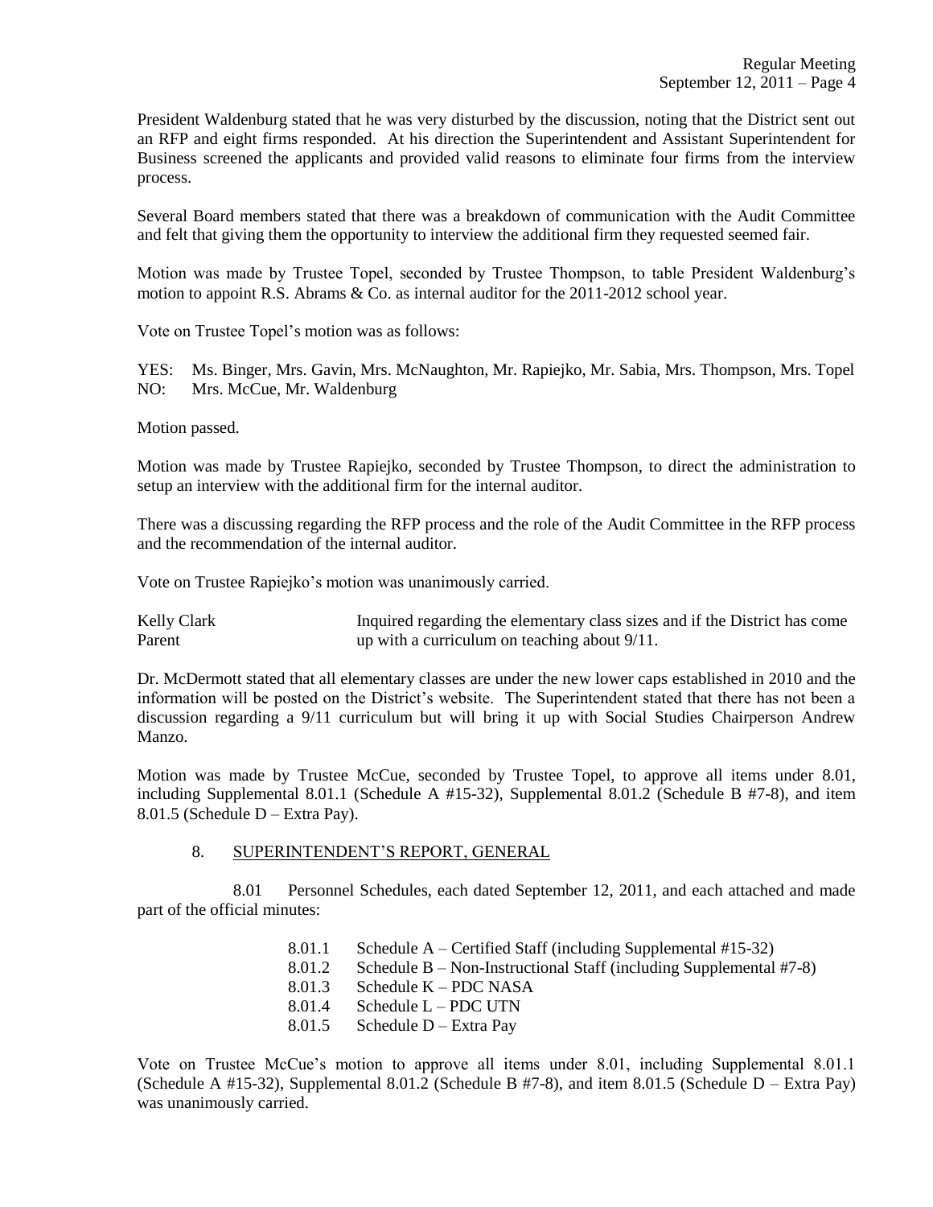President Waldenburg stated that he was very disturbed by the discussion, noting that the District sent out an RFP and eight firms responded. At his direction the Superintendent and Assistant Superintendent for Business screened the applicants and provided valid reasons to eliminate four firms from the interview process.

Several Board members stated that there was a breakdown of communication with the Audit Committee and felt that giving them the opportunity to interview the additional firm they requested seemed fair.

Motion was made by Trustee Topel, seconded by Trustee Thompson, to table President Waldenburg's motion to appoint R.S. Abrams & Co. as internal auditor for the 2011-2012 school year.

Vote on Trustee Topel's motion was as follows:

YES: Ms. Binger, Mrs. Gavin, Mrs. McNaughton, Mr. Rapiejko, Mr. Sabia, Mrs. Thompson, Mrs. Topel
NO: Mrs. McCue, Mr. Waldenburg

Motion passed.

Motion was made by Trustee Rapiejko, seconded by Trustee Thompson, to direct the administration to setup an interview with the additional firm for the internal auditor.

There was a discussing regarding the RFP process and the role of the Audit Committee in the RFP process and the recommendation of the internal auditor.

Vote on Trustee Rapiejko's motion was unanimously carried.

Kelly Clark
Parent

Inquired regarding the elementary class sizes and if the District has come up with a curriculum on teaching about 9/11.

Dr. McDermott stated that all elementary classes are under the new lower caps established in 2010 and the information will be posted on the District's website. The Superintendent stated that there has not been a discussion regarding a 9/11 curriculum but will bring it up with Social Studies Chairperson Andrew Manzo.

Motion was made by Trustee McCue, seconded by Trustee Topel, to approve all items under 8.01, including Supplemental 8.01.1 (Schedule A #15-32), Supplemental 8.01.2 (Schedule B #7-8), and item 8.01.5 (Schedule D – Extra Pay).

8. SUPERINTENDENT'S REPORT, GENERAL

8.01 Personnel Schedules, each dated September 12, 2011, and each attached and made part of the official minutes:

- 8.01.1 Schedule A – Certified Staff (including Supplemental #15-32)
- 8.01.2 Schedule B – Non-Instructional Staff (including Supplemental #7-8)
- 8.01.3 Schedule K – PDC NASA
- 8.01.4 Schedule L – PDC UTN
- 8.01.5 Schedule D – Extra Pay

Vote on Trustee McCue's motion to approve all items under 8.01, including Supplemental 8.01.1 (Schedule A #15-32), Supplemental 8.01.2 (Schedule B #7-8), and item 8.01.5 (Schedule D – Extra Pay) was unanimously carried.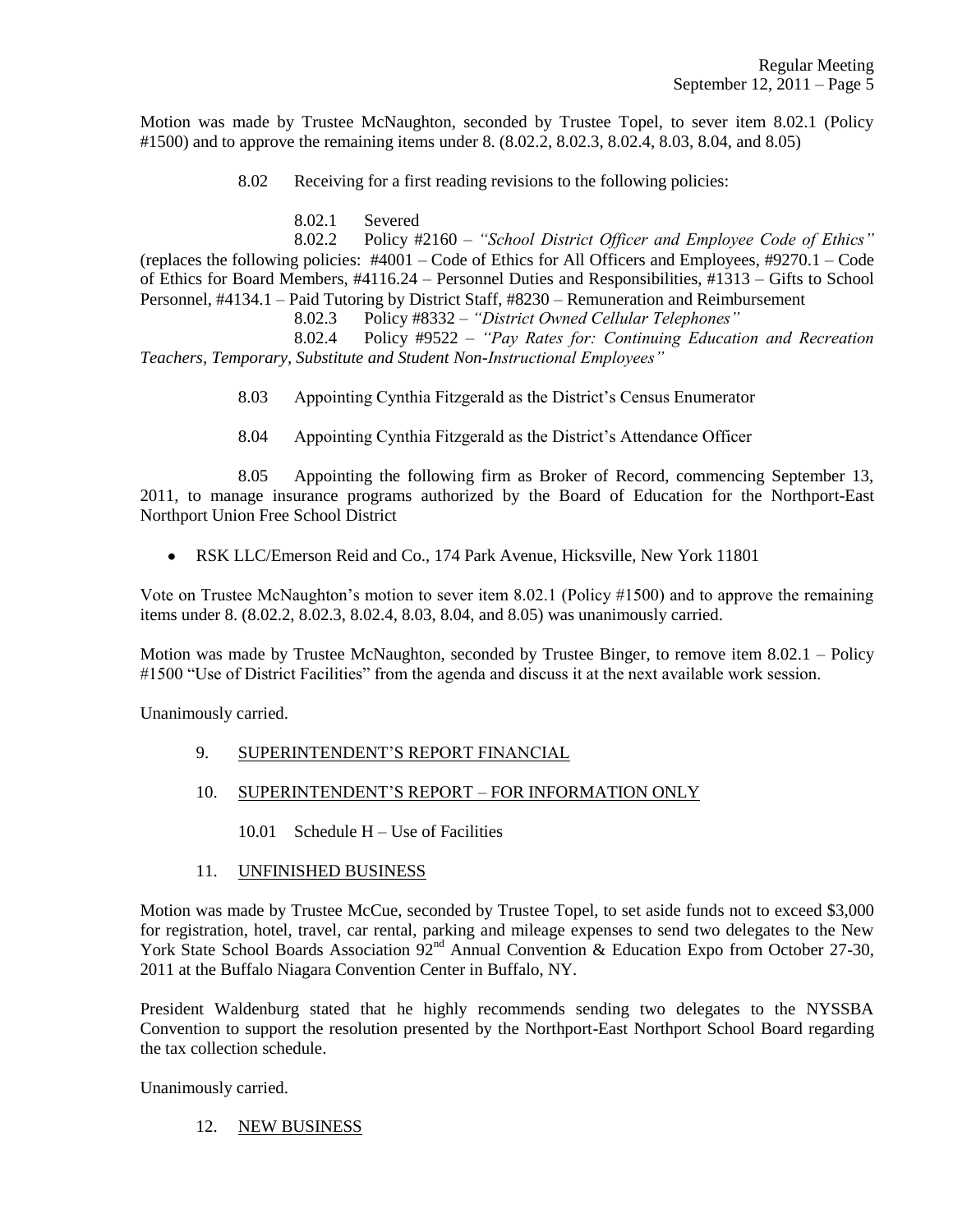Motion was made by Trustee McNaughton, seconded by Trustee Topel, to sever item 8.02.1 (Policy #1500) and to approve the remaining items under 8. (8.02.2, 8.02.3, 8.02.4, 8.03, 8.04, and 8.05)

8.02 Receiving for a first reading revisions to the following policies:

8.02.1 Severed

8.02.2 Policy #2160 – *"School District Officer and Employee Code of Ethics"* (replaces the following policies: #4001 – Code of Ethics for All Officers and Employees, #9270.1 – Code of Ethics for Board Members, #4116.24 – Personnel Duties and Responsibilities, #1313 – Gifts to School Personnel, #4134.1 – Paid Tutoring by District Staff, #8230 – Remuneration and Reimbursement

8.02.3 Policy #8332 – *"District Owned Cellular Telephones"*

8.02.4 Policy #9522 – *"Pay Rates for: Continuing Education and Recreation Teachers, Temporary, Substitute and Student Non-Instructional Employees"*

8.03 Appointing Cynthia Fitzgerald as the District's Census Enumerator

8.04 Appointing Cynthia Fitzgerald as the District's Attendance Officer

8.05 Appointing the following firm as Broker of Record, commencing September 13, 2011, to manage insurance programs authorized by the Board of Education for the Northport-East Northport Union Free School District

- RSK LLC/Emerson Reid and Co., 174 Park Avenue, Hicksville, New York 11801

Vote on Trustee McNaughton's motion to sever item 8.02.1 (Policy #1500) and to approve the remaining items under 8. (8.02.2, 8.02.3, 8.02.4, 8.03, 8.04, and 8.05) was unanimously carried.

Motion was made by Trustee McNaughton, seconded by Trustee Binger, to remove item 8.02.1 – Policy #1500 "Use of District Facilities" from the agenda and discuss it at the next available work session.

Unanimously carried.

9. <u>SUPERINTENDENT'S REPORT FINANCIAL</u>

10. <u>SUPERINTENDENT'S REPORT – FOR INFORMATION ONLY</u>

10.01 Schedule H – Use of Facilities

11. <u>UNFINISHED BUSINESS</u>

Motion was made by Trustee McCue, seconded by Trustee Topel, to set aside funds not to exceed $3,000 for registration, hotel, travel, car rental, parking and mileage expenses to send two delegates to the New York State School Boards Association 92nd Annual Convention & Education Expo from October 27-30, 2011 at the Buffalo Niagara Convention Center in Buffalo, NY.

President Waldenburg stated that he highly recommends sending two delegates to the NYSSBA Convention to support the resolution presented by the Northport-East Northport School Board regarding the tax collection schedule.

Unanimously carried.

12. <u>NEW BUSINESS</u>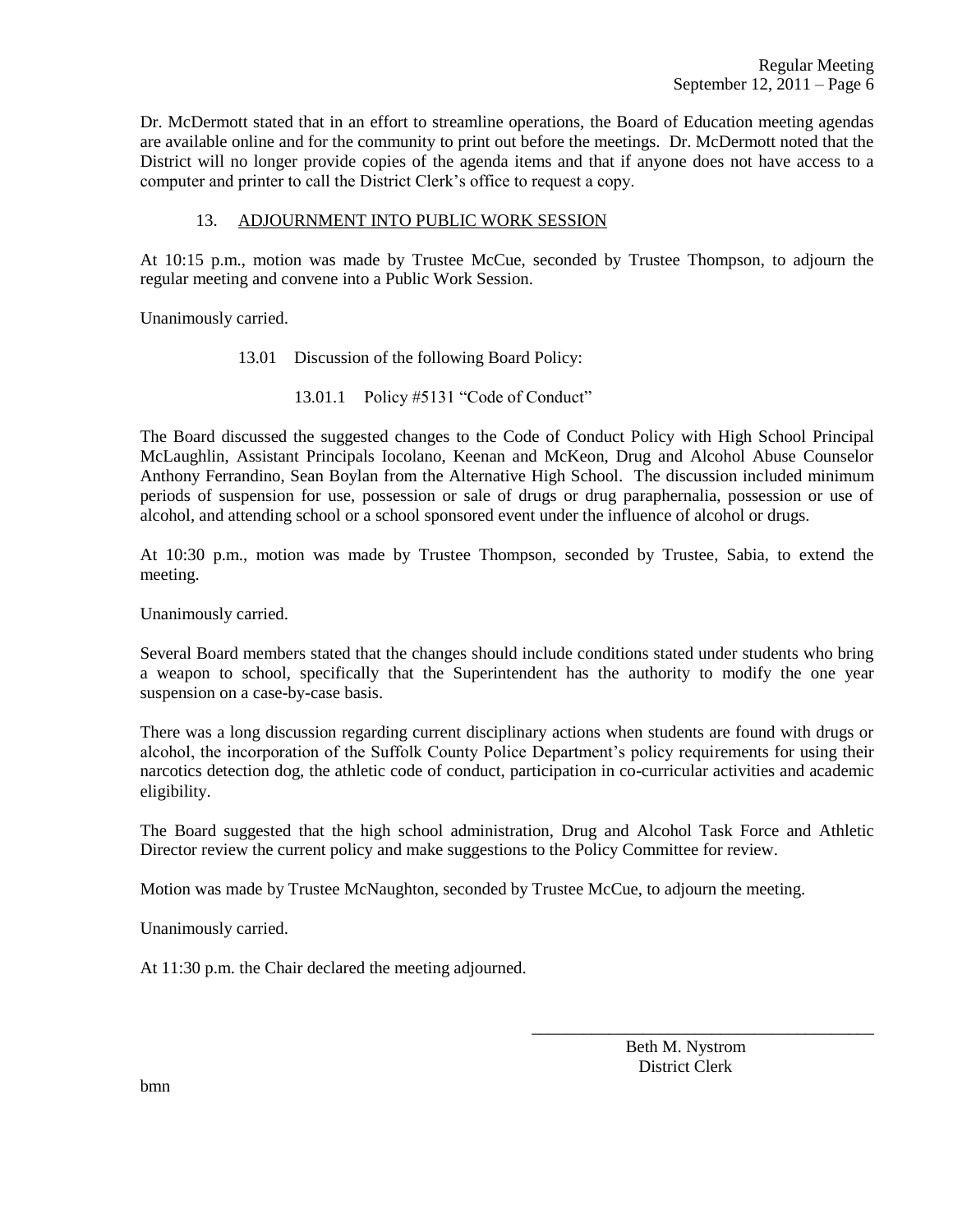Dr. McDermott stated that in an effort to streamline operations, the Board of Education meeting agendas are available online and for the community to print out before the meetings. Dr. McDermott noted that the District will no longer provide copies of the agenda items and that if anyone does not have access to a computer and printer to call the District Clerk's office to request a copy.

13. ADJOURNMENT INTO PUBLIC WORK SESSION

At 10:15 p.m., motion was made by Trustee McCue, seconded by Trustee Thompson, to adjourn the regular meeting and convene into a Public Work Session.

Unanimously carried.

13.01 Discussion of the following Board Policy:

13.01.1 Policy #5131 "Code of Conduct"

The Board discussed the suggested changes to the Code of Conduct Policy with High School Principal McLaughlin, Assistant Principals Iocolano, Keenan and McKeon, Drug and Alcohol Abuse Counselor Anthony Ferrandino, Sean Boylan from the Alternative High School. The discussion included minimum periods of suspension for use, possession or sale of drugs or drug paraphernalia, possession or use of alcohol, and attending school or a school sponsored event under the influence of alcohol or drugs.

At 10:30 p.m., motion was made by Trustee Thompson, seconded by Trustee, Sabia, to extend the meeting.

Unanimously carried.

Several Board members stated that the changes should include conditions stated under students who bring a weapon to school, specifically that the Superintendent has the authority to modify the one year suspension on a case-by-case basis.

There was a long discussion regarding current disciplinary actions when students are found with drugs or alcohol, the incorporation of the Suffolk County Police Department's policy requirements for using their narcotics detection dog, the athletic code of conduct, participation in co-curricular activities and academic eligibility.

The Board suggested that the high school administration, Drug and Alcohol Task Force and Athletic Director review the current policy and make suggestions to the Policy Committee for review.

Motion was made by Trustee McNaughton, seconded by Trustee McCue, to adjourn the meeting.

Unanimously carried.

At 11:30 p.m. the Chair declared the meeting adjourned.

\_\_\_\_\_\_\_\_\_\_\_\_\_\_\_\_\_\_\_\_\_\_\_\_\_\_\_\_\_\_\_\_\_\_\_\_\_\_\_\_

Beth M. Nystrom
District Clerk

bmn